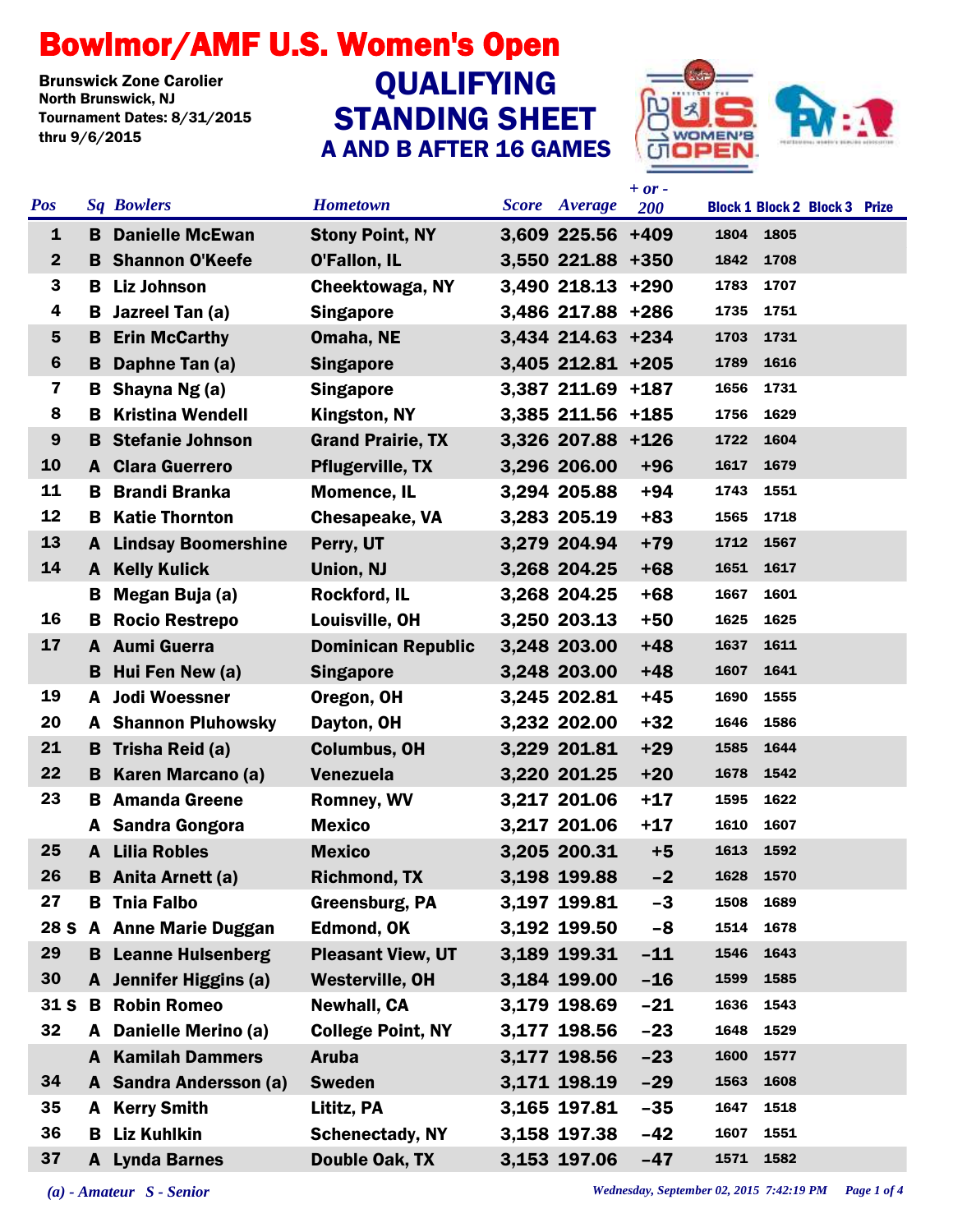# Bowlmor/AMF U.S. Women's Open

**Brunswick Zone Carolier**
**North Brunswick, NJ**
**Tournament Dates: 8/31/2015 thru 9/6/2015**

## QUALIFYING STANDING SHEET
### A AND B AFTER 16 GAMES

| Pos | Sq | Bowlers | Hometown | Score | Average | + or - 200 | Block 1 | Block 2 | Block 3 | Prize |
|---|---|---|---|---|---|---|---|---|---|---|
| 1 | B | Danielle McEwan | Stony Point, NY | 3,609 | 225.56 | +409 | 1804 | 1805 | | |
| 2 | B | Shannon O'Keefe | O'Fallon, IL | 3,550 | 221.88 | +350 | 1842 | 1708 | | |
| 3 | B | Liz Johnson | Cheektowaga, NY | 3,490 | 218.13 | +290 | 1783 | 1707 | | |
| 4 | B | Jazreel Tan (a) | Singapore | 3,486 | 217.88 | +286 | 1735 | 1751 | | |
| 5 | B | Erin McCarthy | Omaha, NE | 3,434 | 214.63 | +234 | 1703 | 1731 | | |
| 6 | B | Daphne Tan (a) | Singapore | 3,405 | 212.81 | +205 | 1789 | 1616 | | |
| 7 | B | Shayna Ng (a) | Singapore | 3,387 | 211.69 | +187 | 1656 | 1731 | | |
| 8 | B | Kristina Wendell | Kingston, NY | 3,385 | 211.56 | +185 | 1756 | 1629 | | |
| 9 | B | Stefanie Johnson | Grand Prairie, TX | 3,326 | 207.88 | +126 | 1722 | 1604 | | |
| 10 | A | Clara Guerrero | Pflugerville, TX | 3,296 | 206.00 | +96 | 1617 | 1679 | | |
| 11 | B | Brandi Branka | Momence, IL | 3,294 | 205.88 | +94 | 1743 | 1551 | | |
| 12 | B | Katie Thornton | Chesapeake, VA | 3,283 | 205.19 | +83 | 1565 | 1718 | | |
| 13 | A | Lindsay Boomershine | Perry, UT | 3,279 | 204.94 | +79 | 1712 | 1567 | | |
| 14 | A | Kelly Kulick | Union, NJ | 3,268 | 204.25 | +68 | 1651 | 1617 | | |
| | B | Megan Buja (a) | Rockford, IL | 3,268 | 204.25 | +68 | 1667 | 1601 | | |
| 16 | B | Rocio Restrepo | Louisville, OH | 3,250 | 203.13 | +50 | 1625 | 1625 | | |
| 17 | A | Aumi Guerra | Dominican Republic | 3,248 | 203.00 | +48 | 1637 | 1611 | | |
| | B | Hui Fen New (a) | Singapore | 3,248 | 203.00 | +48 | 1607 | 1641 | | |
| 19 | A | Jodi Woessner | Oregon, OH | 3,245 | 202.81 | +45 | 1690 | 1555 | | |
| 20 | A | Shannon Pluhowsky | Dayton, OH | 3,232 | 202.00 | +32 | 1646 | 1586 | | |
| 21 | B | Trisha Reid (a) | Columbus, OH | 3,229 | 201.81 | +29 | 1585 | 1644 | | |
| 22 | B | Karen Marcano (a) | Venezuela | 3,220 | 201.25 | +20 | 1678 | 1542 | | |
| 23 | B | Amanda Greene | Romney, WV | 3,217 | 201.06 | +17 | 1595 | 1622 | | |
| | A | Sandra Gongora | Mexico | 3,217 | 201.06 | +17 | 1610 | 1607 | | |
| 25 | A | Lilia Robles | Mexico | 3,205 | 200.31 | +5 | 1613 | 1592 | | |
| 26 | B | Anita Arnett (a) | Richmond, TX | 3,198 | 199.88 | -2 | 1628 | 1570 | | |
| 27 | B | Tnia Falbo | Greensburg, PA | 3,197 | 199.81 | -3 | 1508 | 1689 | | |
| 28 S | A | Anne Marie Duggan | Edmond, OK | 3,192 | 199.50 | -8 | 1514 | 1678 | | |
| 29 | B | Leanne Hulsenberg | Pleasant View, UT | 3,189 | 199.31 | -11 | 1546 | 1643 | | |
| 30 | A | Jennifer Higgins (a) | Westerville, OH | 3,184 | 199.00 | -16 | 1599 | 1585 | | |
| 31 S | B | Robin Romeo | Newhall, CA | 3,179 | 198.69 | -21 | 1636 | 1543 | | |
| 32 | A | Danielle Merino (a) | College Point, NY | 3,177 | 198.56 | -23 | 1648 | 1529 | | |
| | A | Kamilah Dammers | Aruba | 3,177 | 198.56 | -23 | 1600 | 1577 | | |
| 34 | A | Sandra Andersson (a) | Sweden | 3,171 | 198.19 | -29 | 1563 | 1608 | | |
| 35 | A | Kerry Smith | Lititz, PA | 3,165 | 197.81 | -35 | 1647 | 1518 | | |
| 36 | B | Liz Kuhlkin | Schenectady, NY | 3,158 | 197.38 | -42 | 1607 | 1551 | | |
| 37 | A | Lynda Barnes | Double Oak, TX | 3,153 | 197.06 | -47 | 1571 | 1582 | | |

*(a) - Amateur S - Senior*

*Wednesday, September 02, 2015 7:42:19 PM*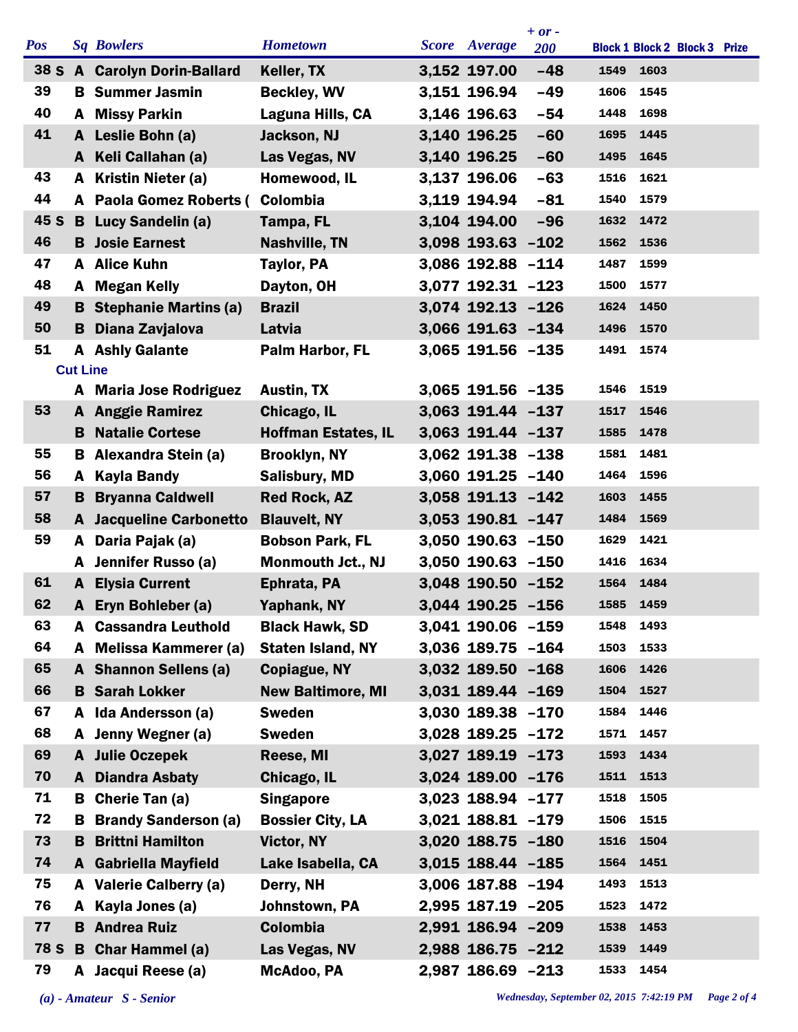| Pos | Sq | Bowlers | Hometown | Score | Average | + or - 200 | Block 1 | Block 2 | Block 3 | Prize |
|---|---|---|---|---|---|---|---|---|---|---|
| 38 S | A | Carolyn Dorin-Ballard | Keller, TX | 3,152 | 197.00 | -48 | 1549 | 1603 | | |
| 39 | B | Summer Jasmin | Beckley, WV | 3,151 | 196.94 | -49 | 1606 | 1545 | | |
| 40 | A | Missy Parkin | Laguna Hills, CA | 3,146 | 196.63 | -54 | 1448 | 1698 | | |
| 41 | A | Leslie Bohn (a) | Jackson, NJ | 3,140 | 196.25 | -60 | 1695 | 1445 | | |
| | A | Keli Callahan (a) | Las Vegas, NV | 3,140 | 196.25 | -60 | 1495 | 1645 | | |
| 43 | A | Kristin Nieter (a) | Homewood, IL | 3,137 | 196.06 | -63 | 1516 | 1621 | | |
| 44 | A | Paola Gomez Roberts ( | Colombia | 3,119 | 194.94 | -81 | 1540 | 1579 | | |
| 45 S | B | Lucy Sandelin (a) | Tampa, FL | 3,104 | 194.00 | -96 | 1632 | 1472 | | |
| 46 | B | Josie Earnest | Nashville, TN | 3,098 | 193.63 | -102 | 1562 | 1536 | | |
| 47 | A | Alice Kuhn | Taylor, PA | 3,086 | 192.88 | -114 | 1487 | 1599 | | |
| 48 | A | Megan Kelly | Dayton, OH | 3,077 | 192.31 | -123 | 1500 | 1577 | | |
| 49 | B | Stephanie Martins (a) | Brazil | 3,074 | 192.13 | -126 | 1624 | 1450 | | |
| 50 | B | Diana Zavjalova | Latvia | 3,066 | 191.63 | -134 | 1496 | 1570 | | |
| 51 | A | Ashly Galante | Palm Harbor, FL | 3,065 | 191.56 | -135 | 1491 | 1574 | | |
| **Cut Line** | | | | | | | | | | |
| | A | Maria Jose Rodriguez | Austin, TX | 3,065 | 191.56 | -135 | 1546 | 1519 | | |
| 53 | A | Anggie Ramirez | Chicago, IL | 3,063 | 191.44 | -137 | 1517 | 1546 | | |
| | B | Natalie Cortese | Hoffman Estates, IL | 3,063 | 191.44 | -137 | 1585 | 1478 | | |
| 55 | B | Alexandra Stein (a) | Brooklyn, NY | 3,062 | 191.38 | -138 | 1581 | 1481 | | |
| 56 | A | Kayla Bandy | Salisbury, MD | 3,060 | 191.25 | -140 | 1464 | 1596 | | |
| 57 | B | Bryanna Caldwell | Red Rock, AZ | 3,058 | 191.13 | -142 | 1603 | 1455 | | |
| 58 | A | Jacqueline Carbonetto | Blauvelt, NY | 3,053 | 190.81 | -147 | 1484 | 1569 | | |
| 59 | A | Daria Pajak (a) | Bobson Park, FL | 3,050 | 190.63 | -150 | 1629 | 1421 | | |
| | A | Jennifer Russo (a) | Monmouth Jct., NJ | 3,050 | 190.63 | -150 | 1416 | 1634 | | |
| 61 | A | Elysia Current | Ephrata, PA | 3,048 | 190.50 | -152 | 1564 | 1484 | | |
| 62 | A | Eryn Bohleber (a) | Yaphank, NY | 3,044 | 190.25 | -156 | 1585 | 1459 | | |
| 63 | A | Cassandra Leuthold | Black Hawk, SD | 3,041 | 190.06 | -159 | 1548 | 1493 | | |
| 64 | A | Melissa Kammerer (a) | Staten Island, NY | 3,036 | 189.75 | -164 | 1503 | 1533 | | |
| 65 | A | Shannon Sellens (a) | Copiague, NY | 3,032 | 189.50 | -168 | 1606 | 1426 | | |
| 66 | B | Sarah Lokker | New Baltimore, MI | 3,031 | 189.44 | -169 | 1504 | 1527 | | |
| 67 | A | Ida Andersson (a) | Sweden | 3,030 | 189.38 | -170 | 1584 | 1446 | | |
| 68 | A | Jenny Wegner (a) | Sweden | 3,028 | 189.25 | -172 | 1571 | 1457 | | |
| 69 | A | Julie Oczepek | Reese, MI | 3,027 | 189.19 | -173 | 1593 | 1434 | | |
| 70 | A | Diandra Asbaty | Chicago, IL | 3,024 | 189.00 | -176 | 1511 | 1513 | | |
| 71 | B | Cherie Tan (a) | Singapore | 3,023 | 188.94 | -177 | 1518 | 1505 | | |
| 72 | B | Brandy Sanderson (a) | Bossier City, LA | 3,021 | 188.81 | -179 | 1506 | 1515 | | |
| 73 | B | Brittni Hamilton | Victor, NY | 3,020 | 188.75 | -180 | 1516 | 1504 | | |
| 74 | A | Gabriella Mayfield | Lake Isabella, CA | 3,015 | 188.44 | -185 | 1564 | 1451 | | |
| 75 | A | Valerie Calberry (a) | Derry, NH | 3,006 | 187.88 | -194 | 1493 | 1513 | | |
| 76 | A | Kayla Jones (a) | Johnstown, PA | 2,995 | 187.19 | -205 | 1523 | 1472 | | |
| 77 | B | Andrea Ruiz | Colombia | 2,991 | 186.94 | -209 | 1538 | 1453 | | |
| 78 S | B | Char Hammel (a) | Las Vegas, NV | 2,988 | 186.75 | -212 | 1539 | 1449 | | |
| 79 | A | Jacqui Reese (a) | McAdoo, PA | 2,987 | 186.69 | -213 | 1533 | 1454 | | |

*(a) - Amateur S - Senior*

*Wednesday, September 02, 2015 7:42:19 PM*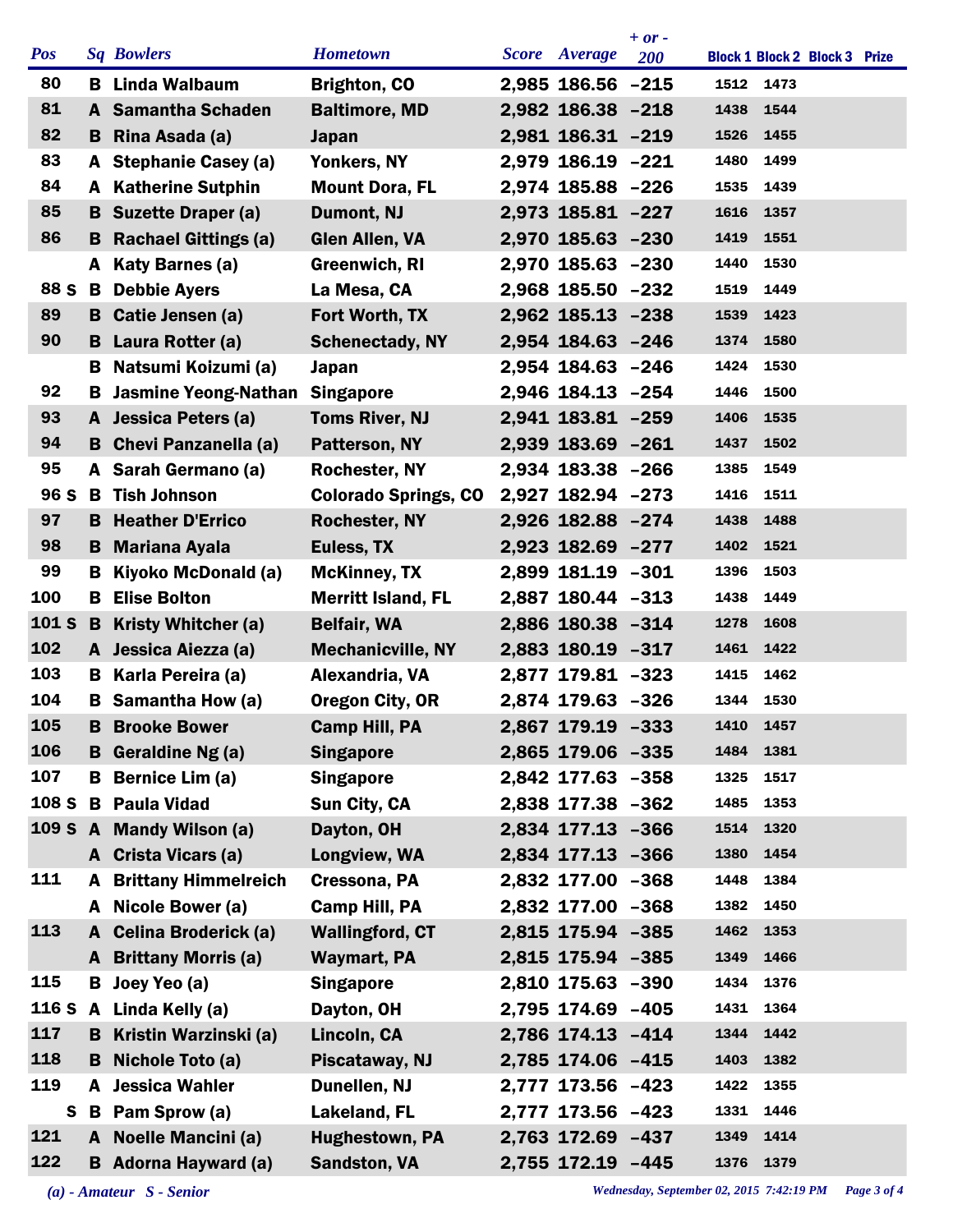| Pos | Sq | Bowlers | Hometown | Score | Average | + or - 200 | Block 1 | Block 2 | Block 3 | Prize |
|---|---|---|---|---|---|---|---|---|---|---|
| 80 | B | Linda Walbaum | Brighton, CO | 2,985 | 186.56 | -215 | 1512 | 1473 | | |
| 81 | A | Samantha Schaden | Baltimore, MD | 2,982 | 186.38 | -218 | 1438 | 1544 | | |
| 82 | B | Rina Asada (a) | Japan | 2,981 | 186.31 | -219 | 1526 | 1455 | | |
| 83 | A | Stephanie Casey (a) | Yonkers, NY | 2,979 | 186.19 | -221 | 1480 | 1499 | | |
| 84 | A | Katherine Sutphin | Mount Dora, FL | 2,974 | 185.88 | -226 | 1535 | 1439 | | |
| 85 | B | Suzette Draper (a) | Dumont, NJ | 2,973 | 185.81 | -227 | 1616 | 1357 | | |
| 86 | B | Rachael Gittings (a) | Glen Allen, VA | 2,970 | 185.63 | -230 | 1419 | 1551 | | |
| | A | Katy Barnes (a) | Greenwich, RI | 2,970 | 185.63 | -230 | 1440 | 1530 | | |
| 88 S | B | Debbie Ayers | La Mesa, CA | 2,968 | 185.50 | -232 | 1519 | 1449 | | |
| 89 | B | Catie Jensen (a) | Fort Worth, TX | 2,962 | 185.13 | -238 | 1539 | 1423 | | |
| 90 | B | Laura Rotter (a) | Schenectady, NY | 2,954 | 184.63 | -246 | 1374 | 1580 | | |
| | B | Natsumi Koizumi (a) | Japan | 2,954 | 184.63 | -246 | 1424 | 1530 | | |
| 92 | B | Jasmine Yeong-Nathan | Singapore | 2,946 | 184.13 | -254 | 1446 | 1500 | | |
| 93 | A | Jessica Peters (a) | Toms River, NJ | 2,941 | 183.81 | -259 | 1406 | 1535 | | |
| 94 | B | Chevi Panzanella (a) | Patterson, NY | 2,939 | 183.69 | -261 | 1437 | 1502 | | |
| 95 | A | Sarah Germano (a) | Rochester, NY | 2,934 | 183.38 | -266 | 1385 | 1549 | | |
| 96 S | B | Tish Johnson | Colorado Springs, CO | 2,927 | 182.94 | -273 | 1416 | 1511 | | |
| 97 | B | Heather D'Errico | Rochester, NY | 2,926 | 182.88 | -274 | 1438 | 1488 | | |
| 98 | B | Mariana Ayala | Euless, TX | 2,923 | 182.69 | -277 | 1402 | 1521 | | |
| 99 | B | Kiyoko McDonald (a) | McKinney, TX | 2,899 | 181.19 | -301 | 1396 | 1503 | | |
| 100 | B | Elise Bolton | Merritt Island, FL | 2,887 | 180.44 | -313 | 1438 | 1449 | | |
| 101 S | B | Kristy Whitcher (a) | Belfair, WA | 2,886 | 180.38 | -314 | 1278 | 1608 | | |
| 102 | A | Jessica Aiezza (a) | Mechanicville, NY | 2,883 | 180.19 | -317 | 1461 | 1422 | | |
| 103 | B | Karla Pereira (a) | Alexandria, VA | 2,877 | 179.81 | -323 | 1415 | 1462 | | |
| 104 | B | Samantha How (a) | Oregon City, OR | 2,874 | 179.63 | -326 | 1344 | 1530 | | |
| 105 | B | Brooke Bower | Camp Hill, PA | 2,867 | 179.19 | -333 | 1410 | 1457 | | |
| 106 | B | Geraldine Ng (a) | Singapore | 2,865 | 179.06 | -335 | 1484 | 1381 | | |
| 107 | B | Bernice Lim (a) | Singapore | 2,842 | 177.63 | -358 | 1325 | 1517 | | |
| 108 S | B | Paula Vidad | Sun City, CA | 2,838 | 177.38 | -362 | 1485 | 1353 | | |
| 109 S | A | Mandy Wilson (a) | Dayton, OH | 2,834 | 177.13 | -366 | 1514 | 1320 | | |
| | A | Crista Vicars (a) | Longview, WA | 2,834 | 177.13 | -366 | 1380 | 1454 | | |
| 111 | A | Brittany Himmelreich | Cressona, PA | 2,832 | 177.00 | -368 | 1448 | 1384 | | |
| | A | Nicole Bower (a) | Camp Hill, PA | 2,832 | 177.00 | -368 | 1382 | 1450 | | |
| 113 | A | Celina Broderick (a) | Wallingford, CT | 2,815 | 175.94 | -385 | 1462 | 1353 | | |
| | A | Brittany Morris (a) | Waymart, PA | 2,815 | 175.94 | -385 | 1349 | 1466 | | |
| 115 | B | Joey Yeo (a) | Singapore | 2,810 | 175.63 | -390 | 1434 | 1376 | | |
| 116 S | A | Linda Kelly (a) | Dayton, OH | 2,795 | 174.69 | -405 | 1431 | 1364 | | |
| 117 | B | Kristin Warzinski (a) | Lincoln, CA | 2,786 | 174.13 | -414 | 1344 | 1442 | | |
| 118 | B | Nichole Toto (a) | Piscataway, NJ | 2,785 | 174.06 | -415 | 1403 | 1382 | | |
| 119 | A | Jessica Wahler | Dunellen, NJ | 2,777 | 173.56 | -423 | 1422 | 1355 | | |
| S | B | Pam Sprow (a) | Lakeland, FL | 2,777 | 173.56 | -423 | 1331 | 1446 | | |
| 121 | A | Noelle Mancini (a) | Hughestown, PA | 2,763 | 172.69 | -437 | 1349 | 1414 | | |
| 122 | B | Adorna Hayward (a) | Sandston, VA | 2,755 | 172.19 | -445 | 1376 | 1379 | | |

*(a) - Amateur S - Senior*

*Wednesday, September 02, 2015 7:42:19 PM*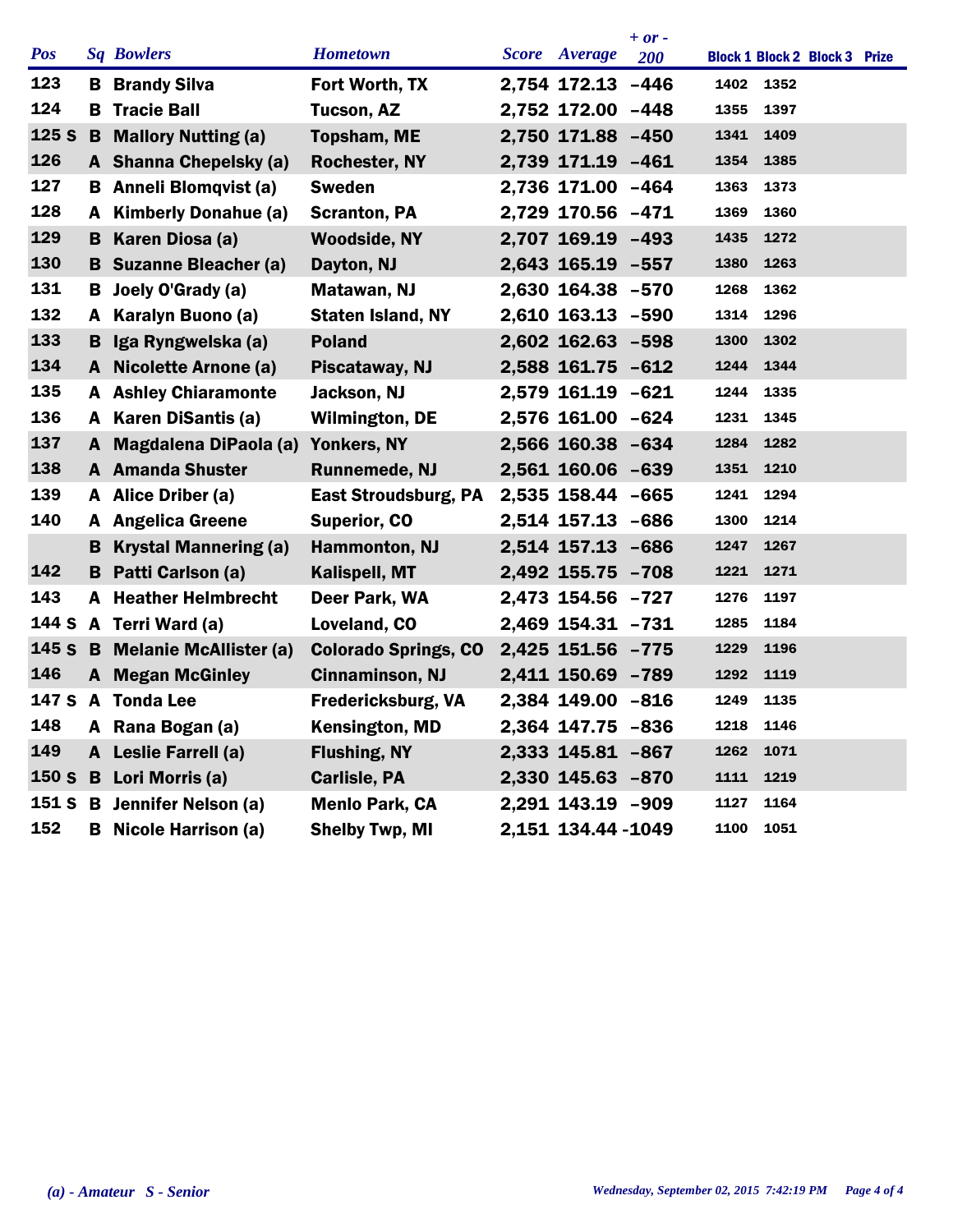| Pos | Sq | Bowlers | Hometown | Score | Average | + or - 200 | Block 1 | Block 2 | Block 3 | Prize |
|---|---|---|---|---|---|---|---|---|---|---|
| 123 | B | Brandy Silva | Fort Worth, TX | 2,754 | 172.13 | -446 | 1402 | 1352 | | |
| 124 | B | Tracie Ball | Tucson, AZ | 2,752 | 172.00 | -448 | 1355 | 1397 | | |
| 125 S | B | Mallory Nutting (a) | Topsham, ME | 2,750 | 171.88 | -450 | 1341 | 1409 | | |
| 126 | A | Shanna Chepelsky (a) | Rochester, NY | 2,739 | 171.19 | -461 | 1354 | 1385 | | |
| 127 | B | Anneli Blomqvist (a) | Sweden | 2,736 | 171.00 | -464 | 1363 | 1373 | | |
| 128 | A | Kimberly Donahue (a) | Scranton, PA | 2,729 | 170.56 | -471 | 1369 | 1360 | | |
| 129 | B | Karen Diosa (a) | Woodside, NY | 2,707 | 169.19 | -493 | 1435 | 1272 | | |
| 130 | B | Suzanne Bleacher (a) | Dayton, NJ | 2,643 | 165.19 | -557 | 1380 | 1263 | | |
| 131 | B | Joely O'Grady (a) | Matawan, NJ | 2,630 | 164.38 | -570 | 1268 | 1362 | | |
| 132 | A | Karalyn Buono (a) | Staten Island, NY | 2,610 | 163.13 | -590 | 1314 | 1296 | | |
| 133 | B | Iga Ryngwelska (a) | Poland | 2,602 | 162.63 | -598 | 1300 | 1302 | | |
| 134 | A | Nicolette Arnone (a) | Piscataway, NJ | 2,588 | 161.75 | -612 | 1244 | 1344 | | |
| 135 | A | Ashley Chiaramonte | Jackson, NJ | 2,579 | 161.19 | -621 | 1244 | 1335 | | |
| 136 | A | Karen DiSantis (a) | Wilmington, DE | 2,576 | 161.00 | -624 | 1231 | 1345 | | |
| 137 | A | Magdalena DiPaola (a) | Yonkers, NY | 2,566 | 160.38 | -634 | 1284 | 1282 | | |
| 138 | A | Amanda Shuster | Runnemede, NJ | 2,561 | 160.06 | -639 | 1351 | 1210 | | |
| 139 | A | Alice Driber (a) | East Stroudsburg, PA | 2,535 | 158.44 | -665 | 1241 | 1294 | | |
| 140 | A | Angelica Greene | Superior, CO | 2,514 | 157.13 | -686 | 1300 | 1214 | | |
| | B | Krystal Mannering (a) | Hammonton, NJ | 2,514 | 157.13 | -686 | 1247 | 1267 | | |
| 142 | B | Patti Carlson (a) | Kalispell, MT | 2,492 | 155.75 | -708 | 1221 | 1271 | | |
| 143 | A | Heather Helmbrecht | Deer Park, WA | 2,473 | 154.56 | -727 | 1276 | 1197 | | |
| 144 S | A | Terri Ward (a) | Loveland, CO | 2,469 | 154.31 | -731 | 1285 | 1184 | | |
| 145 S | B | Melanie McAllister (a) | Colorado Springs, CO | 2,425 | 151.56 | -775 | 1229 | 1196 | | |
| 146 | A | Megan McGinley | Cinnaminson, NJ | 2,411 | 150.69 | -789 | 1292 | 1119 | | |
| 147 S | A | Tonda Lee | Fredericksburg, VA | 2,384 | 149.00 | -816 | 1249 | 1135 | | |
| 148 | A | Rana Bogan (a) | Kensington, MD | 2,364 | 147.75 | -836 | 1218 | 1146 | | |
| 149 | A | Leslie Farrell (a) | Flushing, NY | 2,333 | 145.81 | -867 | 1262 | 1071 | | |
| 150 S | B | Lori Morris (a) | Carlisle, PA | 2,330 | 145.63 | -870 | 1111 | 1219 | | |
| 151 S | B | Jennifer Nelson (a) | Menlo Park, CA | 2,291 | 143.19 | -909 | 1127 | 1164 | | |
| 152 | B | Nicole Harrison (a) | Shelby Twp, MI | 2,151 | 134.44 | -1049 | 1100 | 1051 | | |

*(a) - Amateur S - Senior*

*Wednesday, September 02, 2015 7:42:19 PM*